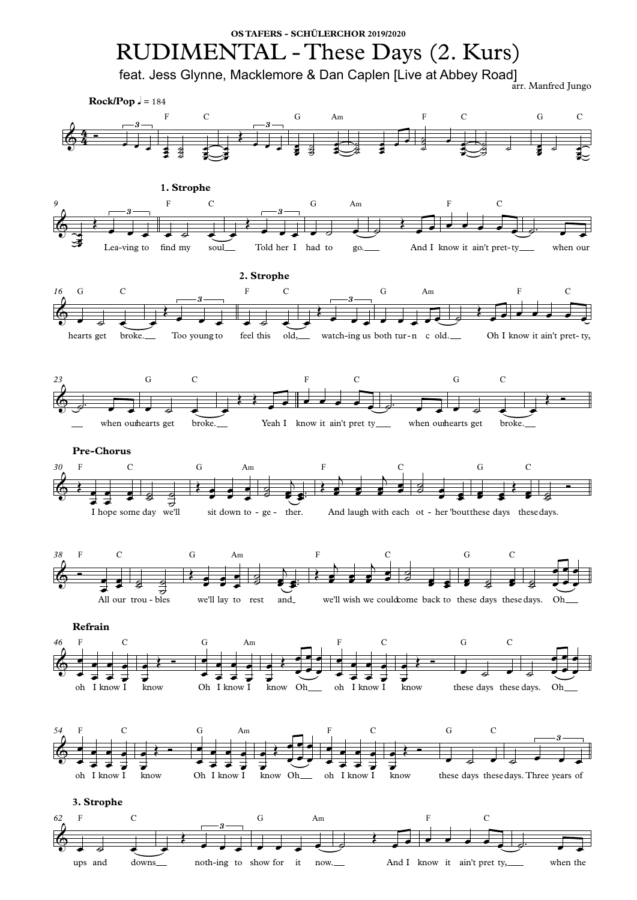**OS TAFERS - SCHÜLERCHOR 2019/2020**

# RUDIMENTAL - These Days (2. Kurs)

## feat. Jess Glynne, Macklemore & Dan Caplen [Live at Abbey Road]

arr. Manfred Jungo

**Rock/Pop** ♩ = 184

**1. Strophe**

Lea-ving to find my soul Told her I had to go. And I know it ain't pret-ty when our hearts get broke.

**2. Strophe**

Too young to feel this old, watch-ing us both tur-n c old. Oh I know it ain't pret- ty, when our hearts get broke. Yeah I know it ain't pret ty when our hearts get broke.

**Pre-Chorus**

I hope some day we'll sit down to - ge - ther. And laugh with each ot - her 'bout these days these days.

All our trou - bles we'll lay to rest and we'll wish we could come back to these days these days. Oh

**Refrain**

oh I know I know Oh I know I know Oh oh I know I know these days these days. Oh

oh I know I know Oh I know I know Oh oh I know I know these days these days. Three years of

**3. Strophe**

ups and downs noth-ing to show for it now. And I know it ain't pret ty, when the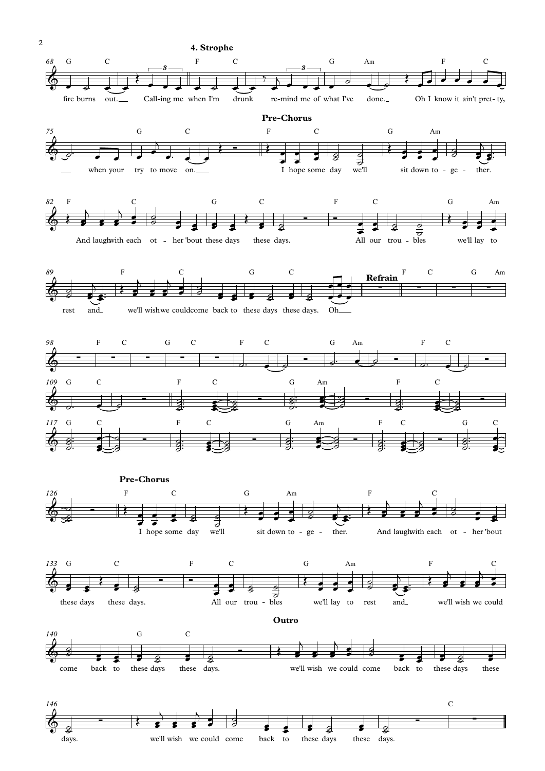### 4. Strophe

fire burns out. Call-ing me when I'm drunk re-mind me of what I've done. Oh I know it ain't pret-ty, when your try to move on.

### Pre-Chorus

I hope some day we'll sit down to-ge-ther. And laugh with each ot-her 'bout these days these days. All our trou-bles we'll lay to rest and we'll wish we could come back to these days these days. Oh

### Refrain

### Pre-Chorus

I hope some day we'll sit down to-ge-ther. And laugh with each ot-her 'bout these days these days. All our trou-bles we'll lay to rest and we'll wish we could come back to these days these days.

### Outro

we'll wish we could come back to these days these days. we'll wish we could come back to these days these days.